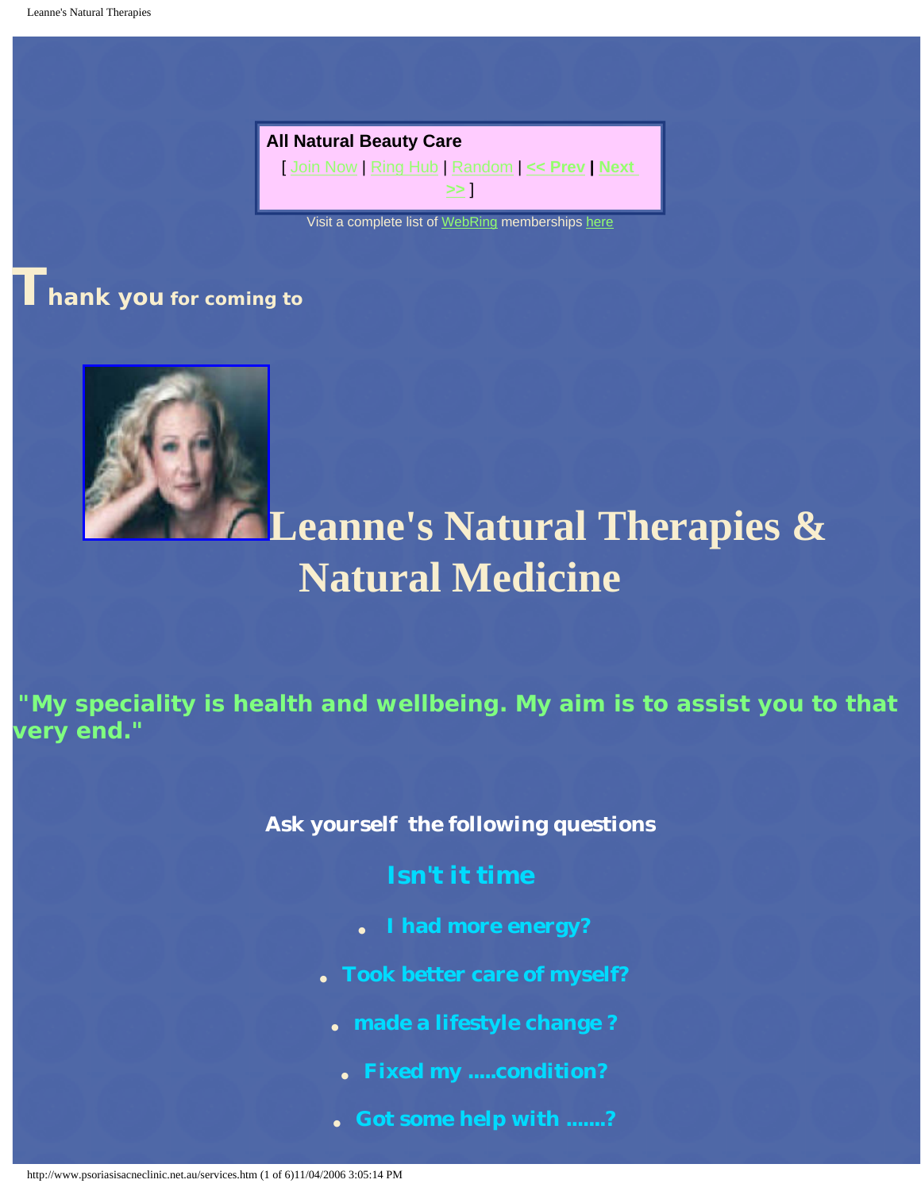**All Natural Beauty Care**

[ Join Now | Ring Hub | Random | << Prev | Next >> ]

Visit a complete list of WebRing memberships here

**Thank you for coming to**

# Leanne's Natural Therapies & Natural Medicine

**"My speciality is health and wellbeing. My aim is to assist you to that very end."**

**Ask yourself the following questions**

## Isn't it time

- **I had more energy?**
- **Took better care of myself?**
- **made a lifestyle change ?**
- **Fixed my .....condition?**
- **Got some help with .......?**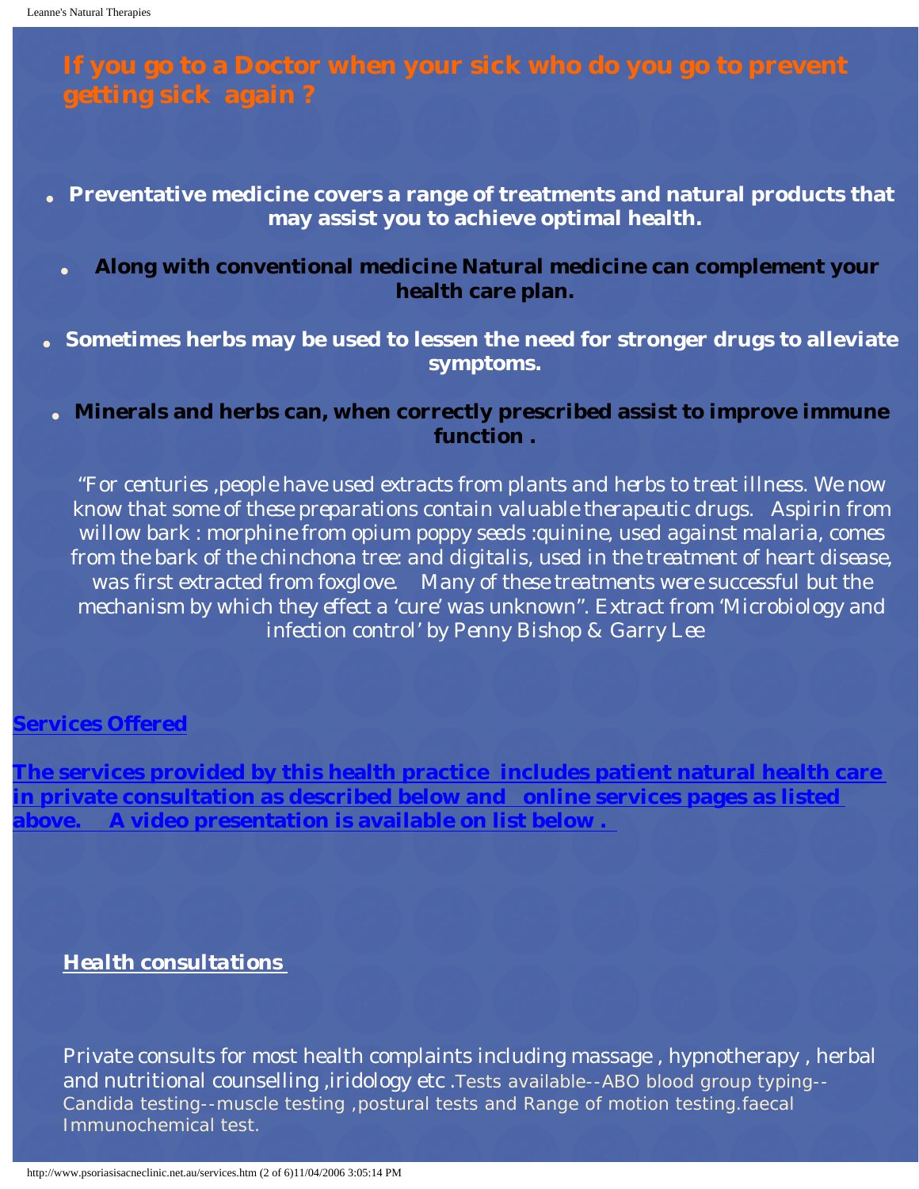## If you go to a Doctor when your sick who do you go to prevent getting sick again ?

- **Preventative medicine covers a range of treatments and natural products that may assist you to achieve optimal health.**
- **Along with conventional medicine Natural medicine can complement your health care plan.**
- **Sometimes herbs may be used to lessen the need for stronger drugs to alleviate symptoms.**
- **Minerals and herbs can, when correctly prescribed assist to improve immune function .**

"For centuries ,people have used extracts from plants and herbs to treat illness. We now know that some of these preparations contain valuable therapeutic drugs. Aspirin from willow bark : morphine from opium poppy seeds :quinine, used against malaria, comes from the bark of the chinchona tree: and digitalis, used in the treatment of heart disease, was first extracted from foxglove. Many of these treatments were successful but the mechanism by which they effect a 'cure' was unknown". Extract from 'Microbiology and infection control' by Penny Bishop & Garry Lee

**Services Offered**

**The services provided by this health practice includes patient natural health care in private consultation as described below and online services pages as listed above. A video presentation is available on list below .**

### Health consultations

Private consults for most health complaints including massage , hypnotherapy , herbal and nutritional counselling ,iridology etc .Tests available--ABO blood group typing--Candida testing--muscle testing ,postural tests and Range of motion testing.faecal Immunochemical test.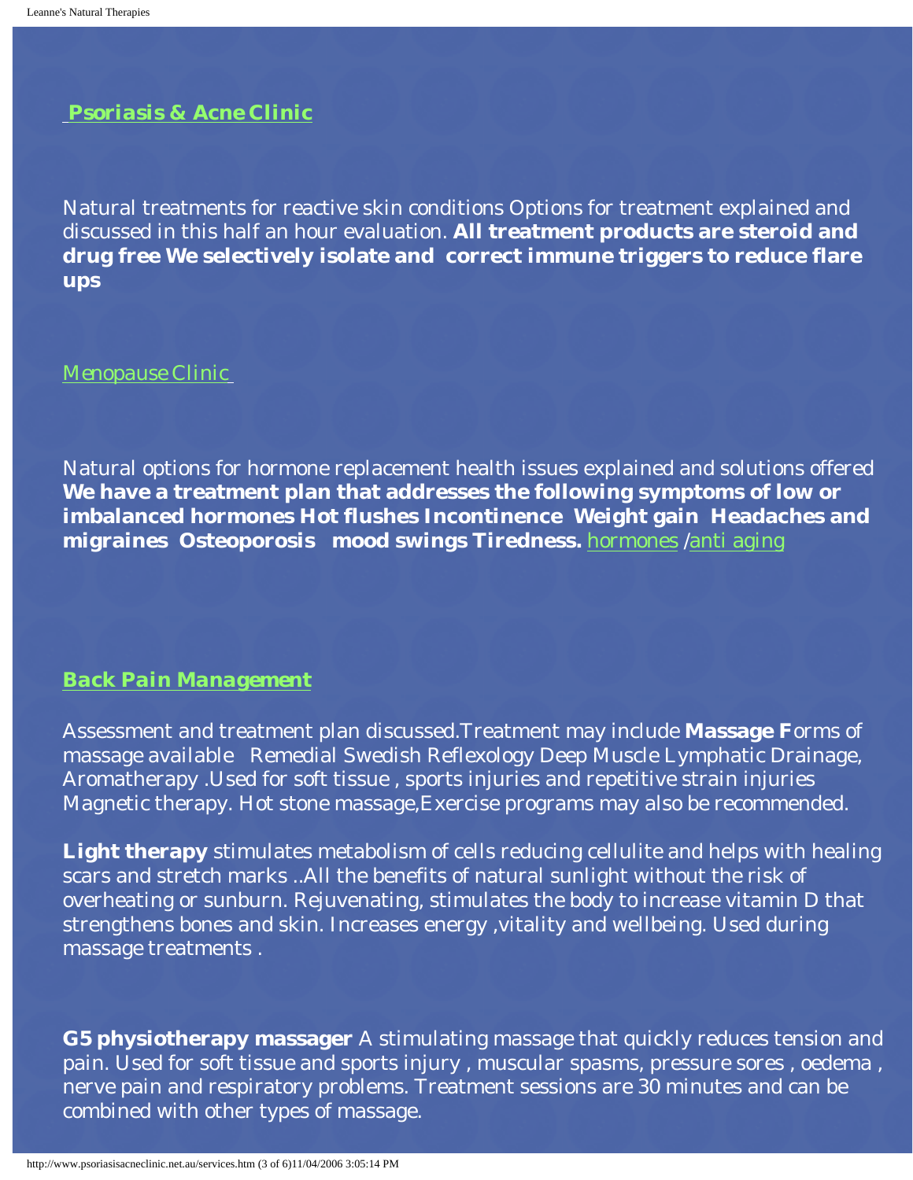## Psoriasis & Acne Clinic

Natural treatments for reactive skin conditions Options for treatment explained and discussed in this half an hour evaluation. **All treatment products are steroid and drug free We selectively isolate and correct immune triggers to reduce flare ups**

## Menopause Clinic

Natural options for hormone replacement health issues explained and solutions offered **We have a treatment plan that addresses the following symptoms of low or imbalanced hormones Hot flushes Incontinence Weight gain Headaches and migraines Osteoporosis mood swings Tiredness.** hormones /anti aging

## Back Pain Management

Assessment and treatment plan discussed.Treatment may include **Massage F**orms of massage available Remedial Swedish Reflexology Deep Muscle Lymphatic Drainage, Aromatherapy .Used for soft tissue , sports injuries and repetitive strain injuries Magnetic therapy. Hot stone massage,Exercise programs may also be recommended.

**Light therapy** stimulates metabolism of cells reducing cellulite and helps with healing scars and stretch marks ..All the benefits of natural sunlight without the risk of overheating or sunburn. Rejuvenating, stimulates the body to increase vitamin D that strengthens bones and skin. Increases energy ,vitality and wellbeing. Used during massage treatments .

**G5 physiotherapy massager** A stimulating massage that quickly reduces tension and pain. Used for soft tissue and sports injury , muscular spasms, pressure sores , oedema , nerve pain and respiratory problems. Treatment sessions are 30 minutes and can be combined with other types of massage.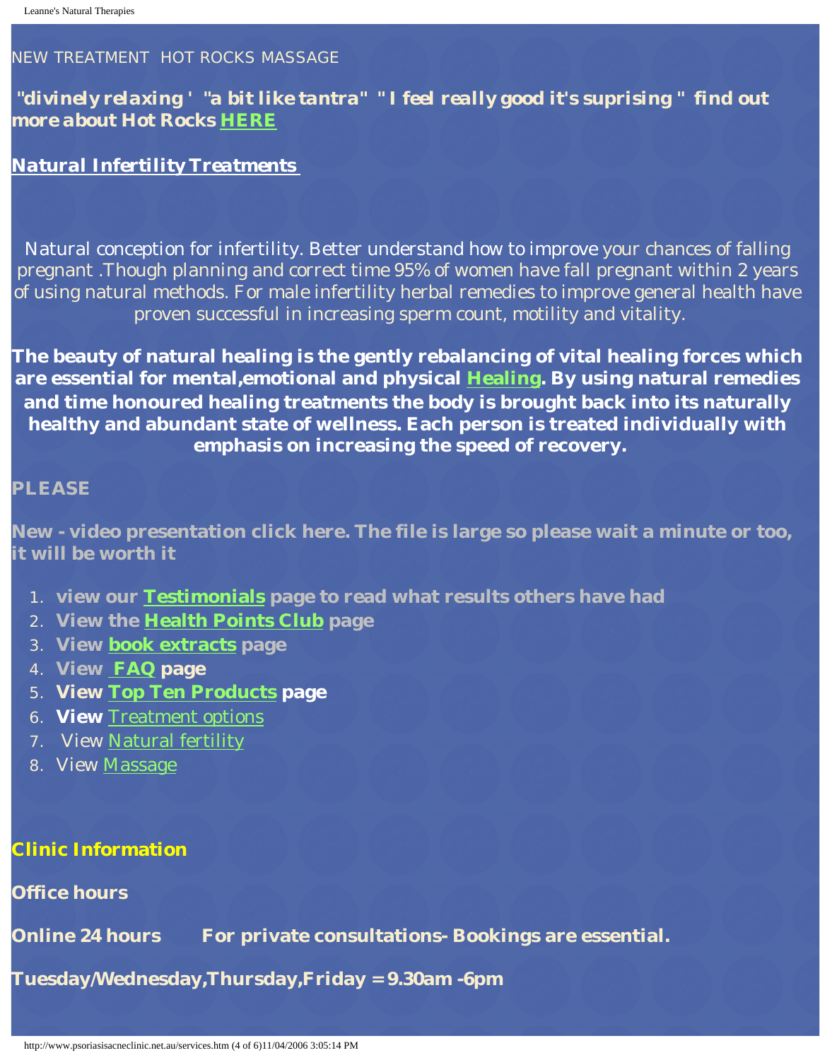NEW TREATMENT HOT ROCKS MASSAGE

**"divinely relaxing ' "a bit like tantra" " I feel really good it's suprising " find out more about Hot Rocks HERE**

**Natural Infertility Treatments**

Natural conception for infertility. Better understand how to improve your chances of falling pregnant .Though planning and correct time 95% of women have fall pregnant within 2 years of using natural methods. For male infertility herbal remedies to improve general health have proven successful in increasing sperm count, motility and vitality.

**The beauty of natural healing is the gently rebalancing of vital healing forces which are essential for mental,emotional and physical Healing. By using natural remedies and time honoured healing treatments the body is brought back into its naturally healthy and abundant state of wellness. Each person is treated individually with emphasis on increasing the speed of recovery.**

**PLEASE**

**New - video presentation click here. The file is large so please wait a minute or too, it will be worth it**

1. **view our Testimonials page to read what results others have had**
2. **View the Health Points Club page**
3. **View book extracts page**
4. **View FAQ page**
5. **View Top Ten Products page**
6. **View** Treatment options
7. View Natural fertility
8. View Massage

**Clinic Information**

**Office hours**

**Online 24 hours For private consultations- Bookings are essential.**

**Tuesday/Wednesday,Thursday,Friday = 9.30am -6pm**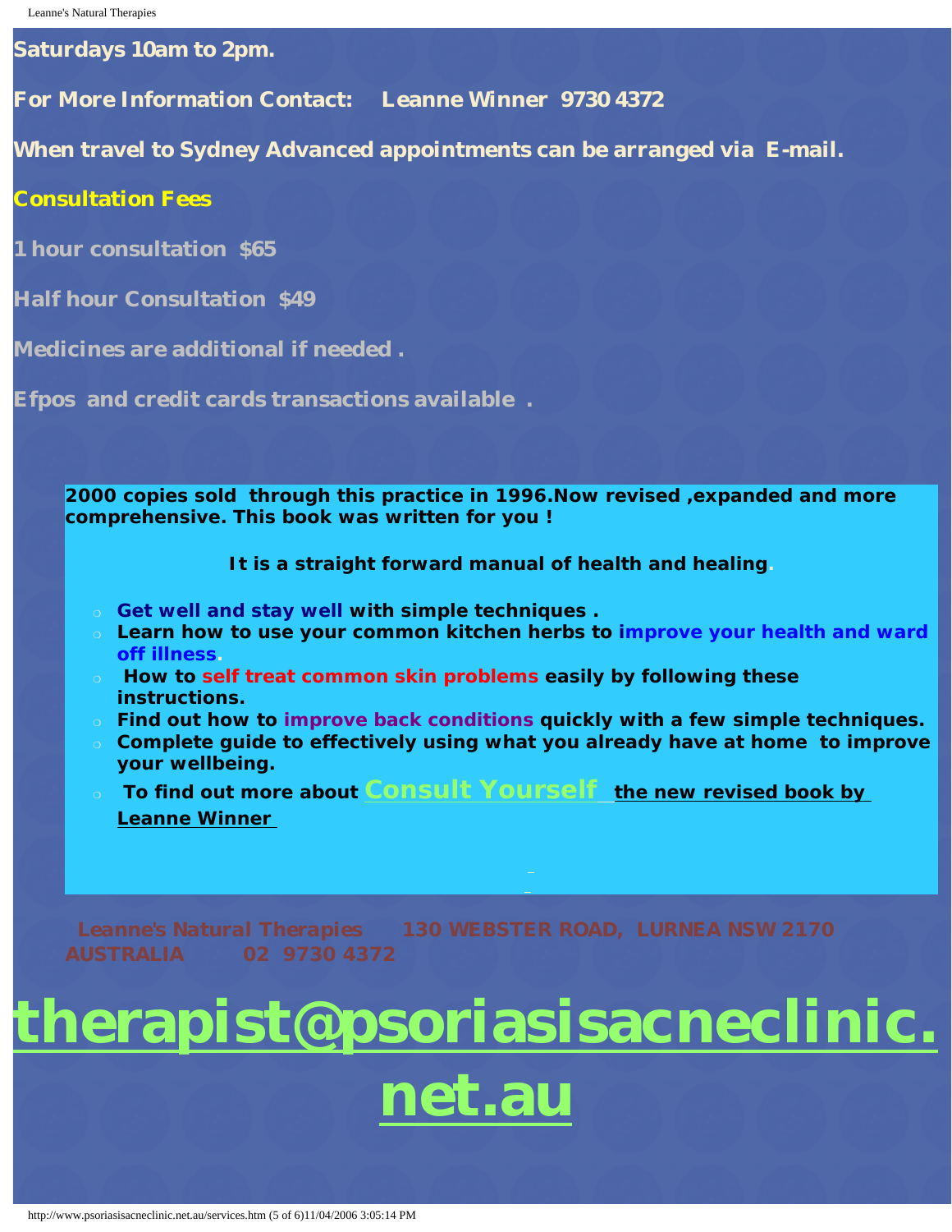**Saturdays 10am to 2pm.**

**For More Information Contact: Leanne Winner 9730 4372**

**When travel to Sydney Advanced appointments can be arranged via E-mail.**

**Consultation Fees**

**1 hour consultation $65**

**Half hour Consultation $49**

**Medicines are additional if needed .**

**Efpos and credit cards transactions available .**

**2000 copies sold through this practice in 1996.Now revised ,expanded and more comprehensive. This book was written for you !**

**It is a straight forward manual of health and healing.**

- **Get well and stay well with simple techniques .**
- **Learn how to use your common kitchen herbs to improve your health and ward off illness.**
- **How to self treat common skin problems easily by following these instructions.**
- **Find out how to improve back conditions quickly with a few simple techniques.**
- **Complete guide to effectively using what you already have at home to improve your wellbeing.**
- **To find out more about Consult Yourself the new revised book by Leanne Winner**

**Leanne's Natural Therapies 130 WEBSTER ROAD, LURNEA NSW 2170 AUSTRALIA 02 9730 4372**

# therapist@psoriasisacneclinic.net.au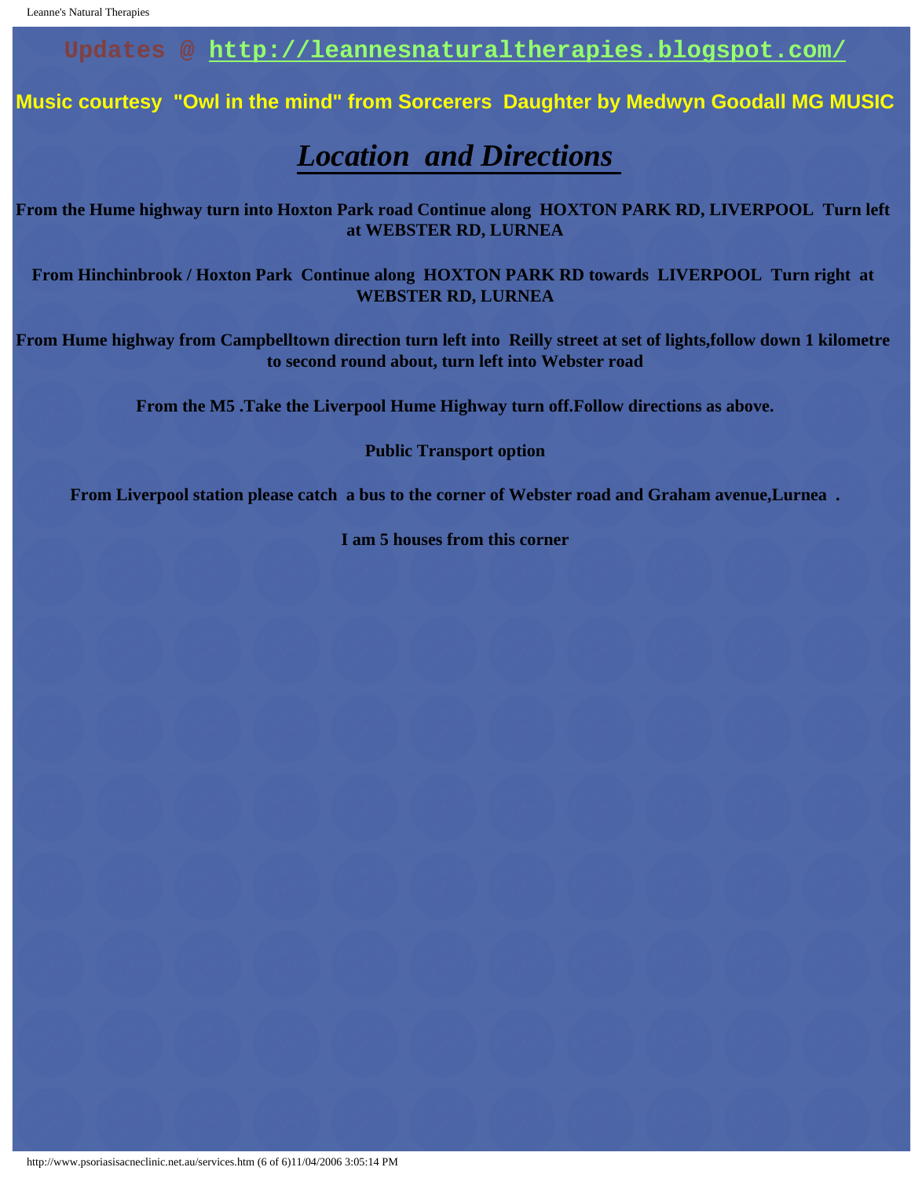**Updates @ [http://leannesnaturaltherapies.blogspot.com/](http://leannesnaturaltherapies.blogspot.com/)**

**Music courtesy "Owl in the mind" from Sorcerers Daughter by Medwyn Goodall MG MUSIC**

# *Location and Directions*

**From the Hume highway turn into Hoxton Park road Continue along HOXTON PARK RD, LIVERPOOL Turn left at WEBSTER RD, LURNEA**

**From Hinchinbrook / Hoxton Park Continue along HOXTON PARK RD towards LIVERPOOL Turn right at WEBSTER RD, LURNEA**

**From Hume highway from Campbelltown direction turn left into Reilly street at set of lights,follow down 1 kilometre to second round about, turn left into Webster road**

**From the M5 .Take the Liverpool Hume Highway turn off.Follow directions as above.**

**Public Transport option**

**From Liverpool station please catch a bus to the corner of Webster road and Graham avenue,Lurnea .**

**I am 5 houses from this corner**